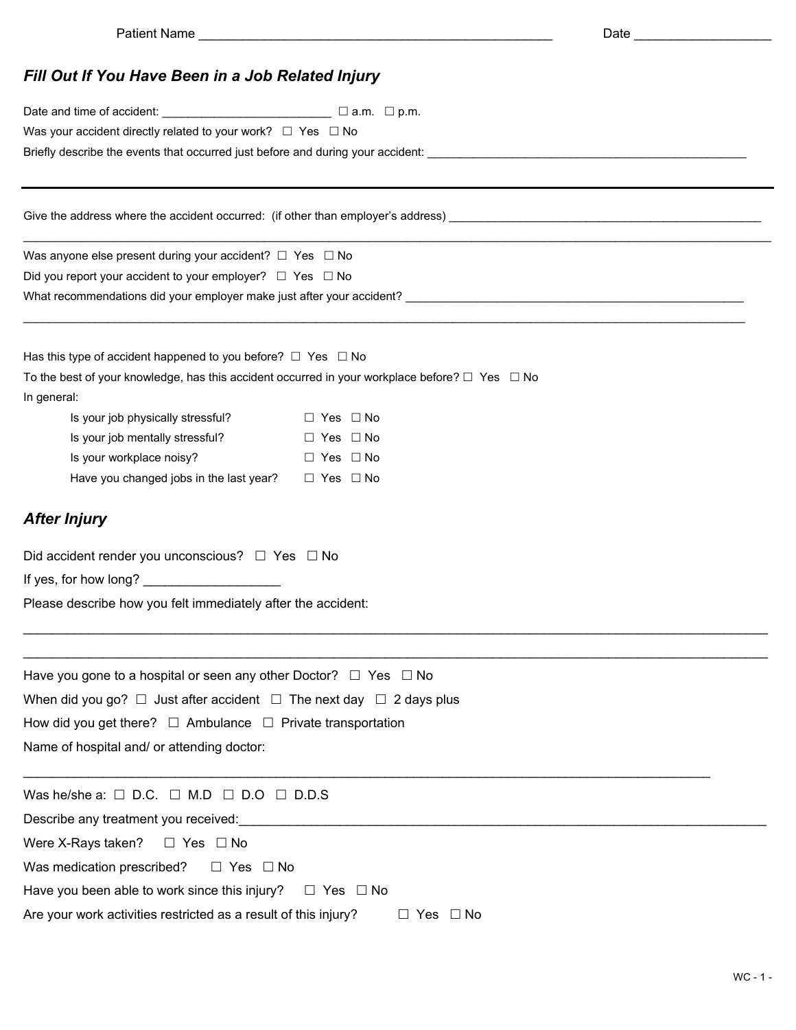Patient Name ________________________________________________ Date __________________

## *Fill Out If You Have Been in a Job Related Injury*

Date and time of accident: ________________________ ☐ a.m. ☐ p.m.

Was your accident directly related to your work? ☐ Yes ☐ No

Briefly describe the events that occurred just before and during your accident: ________________________________________________

---

Give the address where the accident occurred: (if other than employer's address) ________________________________________________

____________________________________________________________________________________________________________

Was anyone else present during your accident? ☐ Yes ☐ No

Did you report your accident to your employer? ☐ Yes ☐ No

What recommendations did your employer make just after your accident? ____________________________________________________

____________________________________________________________________________________________________________

Has this type of accident happened to you before? ☐ Yes ☐ No

To the best of your knowledge, has this accident occurred in your workplace before? ☐ Yes ☐ No

In general:

| | |
|---|---|
| Is your job physically stressful? | ☐ Yes ☐ No |
| Is your job mentally stressful? | ☐ Yes ☐ No |
| Is your workplace noisy? | ☐ Yes ☐ No |
| Have you changed jobs in the last year? | ☐ Yes ☐ No |

## *After Injury*

Did accident render you unconscious? ☐ Yes ☐ No

If yes, for how long? __________________

Please describe how you felt immediately after the accident:

____________________________________________________________________________________________________________

____________________________________________________________________________________________________________

Have you gone to a hospital or seen any other Doctor? ☐ Yes ☐ No

When did you go? ☐ Just after accident ☐ The next day ☐ 2 days plus

How did you get there? ☐ Ambulance ☐ Private transportation

Name of hospital and/ or attending doctor:

____________________________________________________________________________________________________

Was he/she a: ☐ D.C. ☐ M.D ☐ D.O ☐ D.D.S

Describe any treatment you received:____________________________________________________________________________

Were X-Rays taken? ☐ Yes ☐ No

Was medication prescribed? ☐ Yes ☐ No

Have you been able to work since this injury? ☐ Yes ☐ No

Are your work activities restricted as a result of this injury? ☐ Yes ☐ No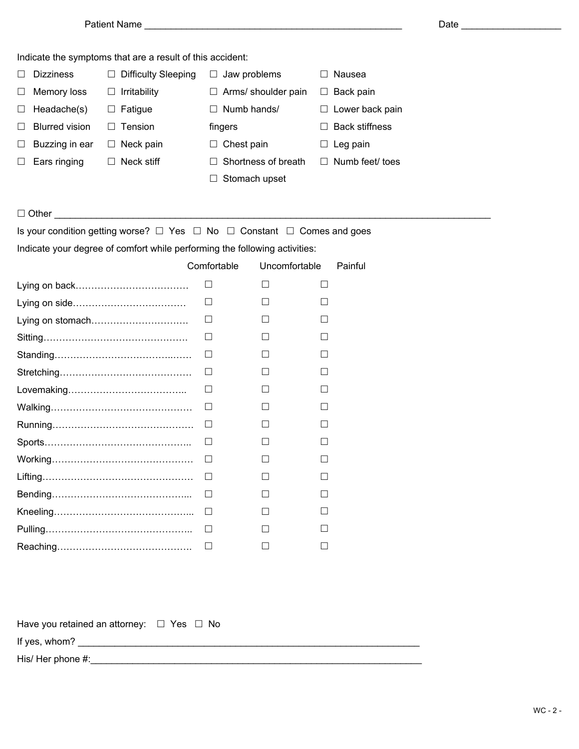Patient Name ____________________________________________ Date __________________

Indicate the symptoms that are a result of this accident:

| | | | |
|---|---|---|---|
| ☐ Dizziness | ☐ Difficulty Sleeping | ☐ Jaw problems | ☐ Nausea |
| ☐ Memory loss | ☐ Irritability | ☐ Arms/ shoulder pain | ☐ Back pain |
| ☐ Headache(s) | ☐ Fatigue | ☐ Numb hands/ fingers | ☐ Lower back pain |
| ☐ Blurred vision | ☐ Tension | ☐ Chest pain | ☐ Back stiffness |
| ☐ Buzzing in ear | ☐ Neck pain | ☐ Shortness of breath | ☐ Leg pain |
| ☐ Ears ringing | ☐ Neck stiff | ☐ Stomach upset | ☐ Numb feet/ toes |

☐ Other ______________________________________________________________________________

Is your condition getting worse? ☐ Yes ☐ No ☐ Constant ☐ Comes and goes

Indicate your degree of comfort while performing the following activities:

| | Comfortable | Uncomfortable | Painful |
|---|---|---|---|
| Lying on back | ☐ | ☐ | ☐ |
| Lying on side | ☐ | ☐ | ☐ |
| Lying on stomach | ☐ | ☐ | ☐ |
| Sitting | ☐ | ☐ | ☐ |
| Standing | ☐ | ☐ | ☐ |
| Stretching | ☐ | ☐ | ☐ |
| Lovemaking | ☐ | ☐ | ☐ |
| Walking | ☐ | ☐ | ☐ |
| Running | ☐ | ☐ | ☐ |
| Sports | ☐ | ☐ | ☐ |
| Working | ☐ | ☐ | ☐ |
| Lifting | ☐ | ☐ | ☐ |
| Bending | ☐ | ☐ | ☐ |
| Kneeling | ☐ | ☐ | ☐ |
| Pulling | ☐ | ☐ | ☐ |
| Reaching | ☐ | ☐ | ☐ |

Have you retained an attorney: ☐ Yes ☐ No

If yes, whom? ____________________________________________________________

His/ Her phone #:____________________________________________________________

WC - 2 -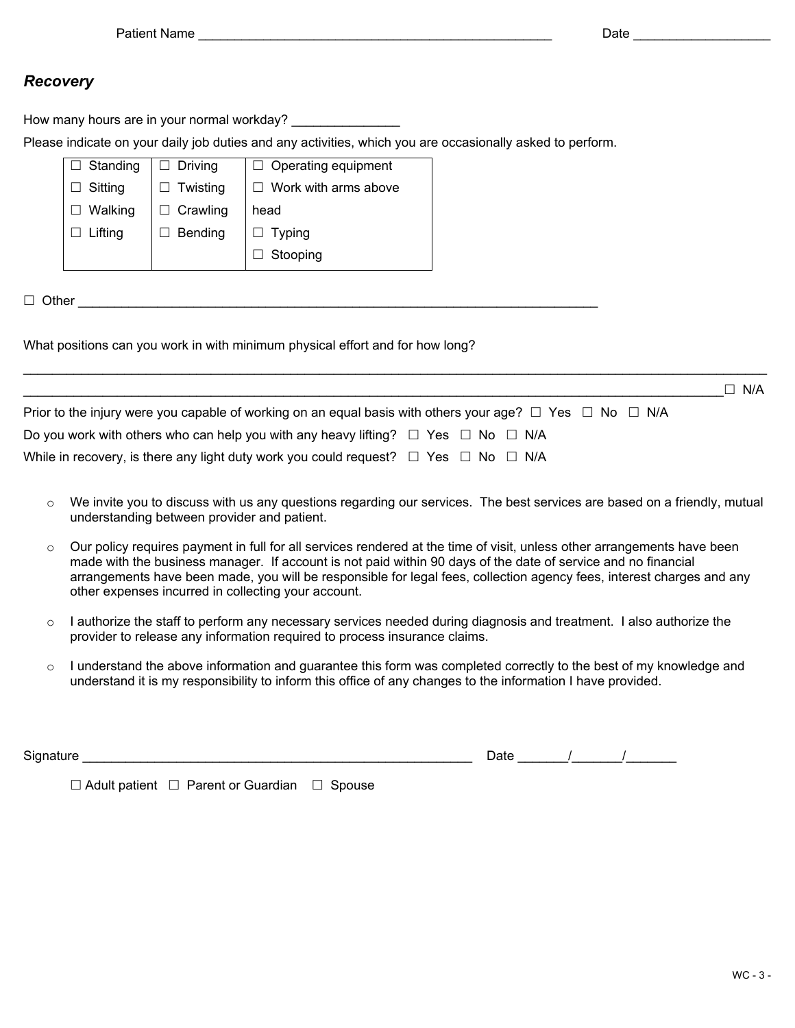Patient Name ______________________________________________ Date __________________

## *Recovery*

How many hours are in your normal workday? _______________

Please indicate on your daily job duties and any activities, which you are occasionally asked to perform.

| | | |
|---|---|---|
| ☐ Standing | ☐ Driving | ☐ Operating equipment |
| ☐ Sitting | ☐ Twisting | ☐ Work with arms above head |
| ☐ Walking | ☐ Crawling | ☐ Typing |
| ☐ Lifting | ☐ Bending | ☐ Stooping |

☐ Other ______________________________________________________________________

What positions can you work in with minimum physical effort and for how long?

______________________________________________________________________________________________

____________________________________________________________________________________________ ☐ N/A

Prior to the injury were you capable of working on an equal basis with others your age? ☐ Yes ☐ No ☐ N/A

Do you work with others who can help you with any heavy lifting? ☐ Yes ☐ No ☐ N/A

While in recovery, is there any light duty work you could request? ☐ Yes ☐ No ☐ N/A

- We invite you to discuss with us any questions regarding our services. The best services are based on a friendly, mutual understanding between provider and patient.
- Our policy requires payment in full for all services rendered at the time of visit, unless other arrangements have been made with the business manager. If account is not paid within 90 days of the date of service and no financial arrangements have been made, you will be responsible for legal fees, collection agency fees, interest charges and any other expenses incurred in collecting your account.
- I authorize the staff to perform any necessary services needed during diagnosis and treatment. I also authorize the provider to release any information required to process insurance claims.
- I understand the above information and guarantee this form was completed correctly to the best of my knowledge and understand it is my responsibility to inform this office of any changes to the information I have provided.

Signature ______________________________________________________ Date _______/_______/_______

☐ Adult patient ☐ Parent or Guardian ☐ Spouse